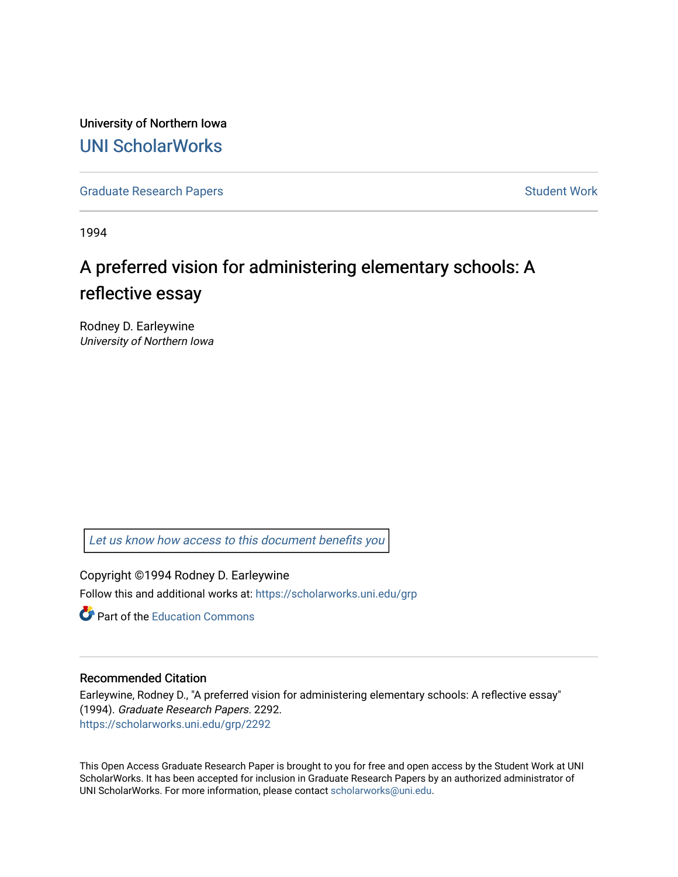University of Northern Iowa

# UNI ScholarWorks

Graduate Research Papers                                                                 Student Work

1994

## A preferred vision for administering elementary schools: A reflective essay

Rodney D. Earleywine
*University of Northern Iowa*

Let us know how access to this document benefits you

Copyright ©1994 Rodney D. Earleywine

Follow this and additional works at: https://scholarworks.uni.edu/grp

Part of the Education Commons

### Recommended Citation

Earleywine, Rodney D., "A preferred vision for administering elementary schools: A reflective essay" (1994). *Graduate Research Papers*. 2292.
https://scholarworks.uni.edu/grp/2292

This Open Access Graduate Research Paper is brought to you for free and open access by the Student Work at UNI ScholarWorks. It has been accepted for inclusion in Graduate Research Papers by an authorized administrator of UNI ScholarWorks. For more information, please contact scholarworks@uni.edu.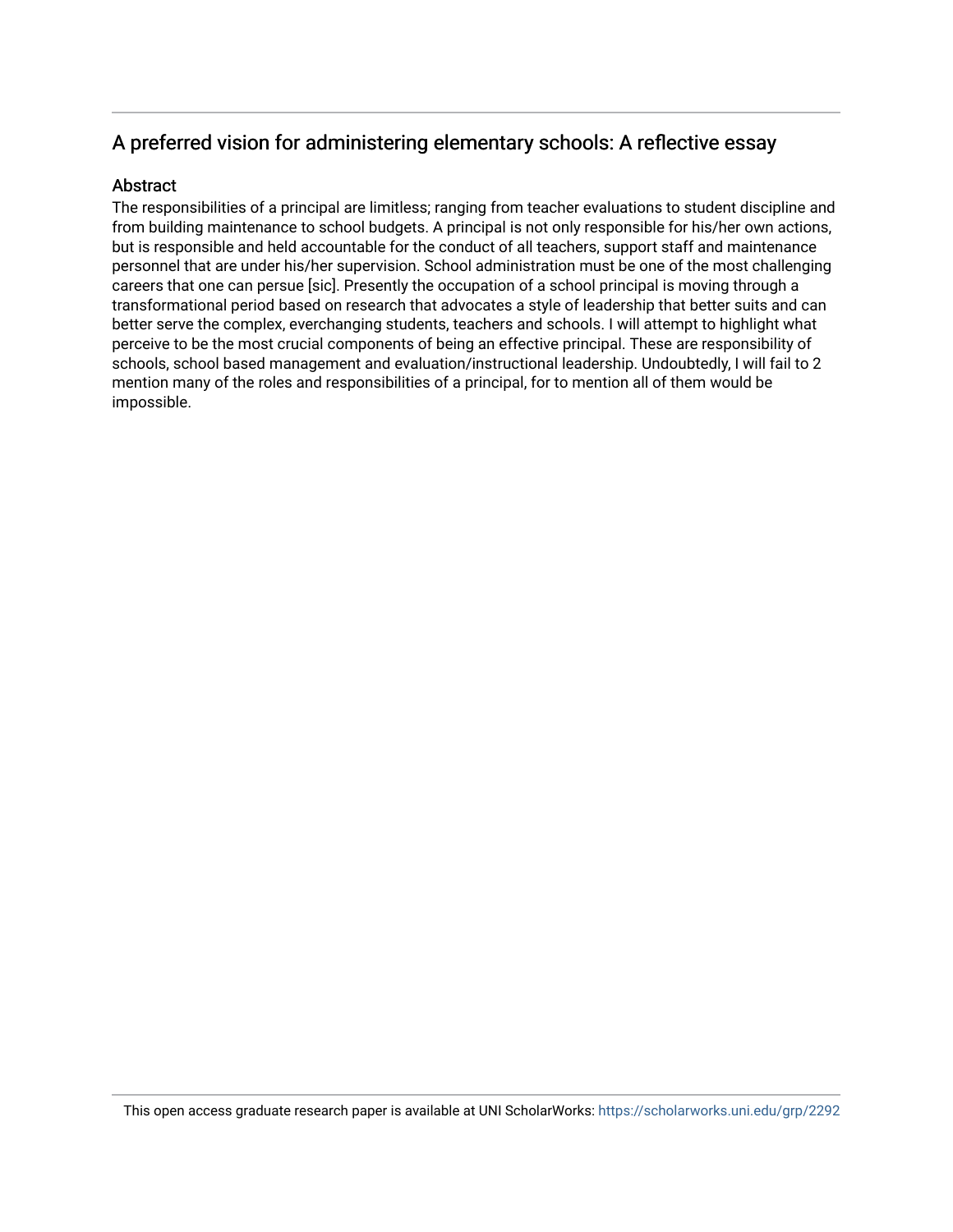## A preferred vision for administering elementary schools: A reflective essay

### Abstract

The responsibilities of a principal are limitless; ranging from teacher evaluations to student discipline and from building maintenance to school budgets. A principal is not only responsible for his/her own actions, but is responsible and held accountable for the conduct of all teachers, support staff and maintenance personnel that are under his/her supervision. School administration must be one of the most challenging careers that one can persue [sic]. Presently the occupation of a school principal is moving through a transformational period based on research that advocates a style of leadership that better suits and can better serve the complex, everchanging students, teachers and schools. I will attempt to highlight what perceive to be the most crucial components of being an effective principal. These are responsibility of schools, school based management and evaluation/instructional leadership. Undoubtedly, I will fail to 2 mention many of the roles and responsibilities of a principal, for to mention all of them would be impossible.

This open access graduate research paper is available at UNI ScholarWorks: https://scholarworks.uni.edu/grp/2292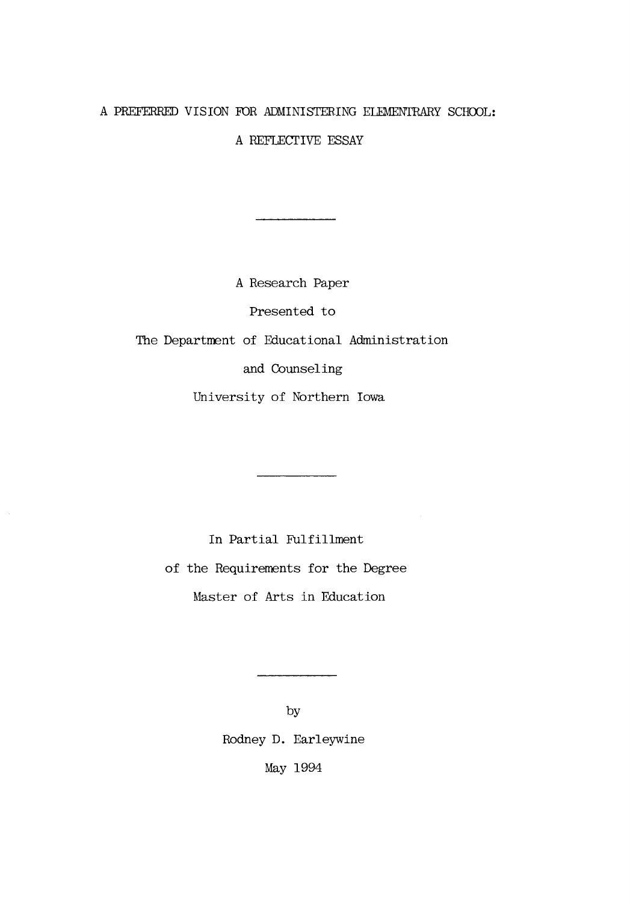# A PREFERRED VISION FOR ADMINISTERING ELEMENTRARY SCHOOL:

# A REFLECTIVE ESSAY

---

A Research Paper

Presented to

The Department of Educational Administration

and Counseling

University of Northern Iowa

---

In Partial Fulfillment

of the Requirements for the Degree

Master of Arts in Education

---

by

Rodney D. Earleywine

May 1994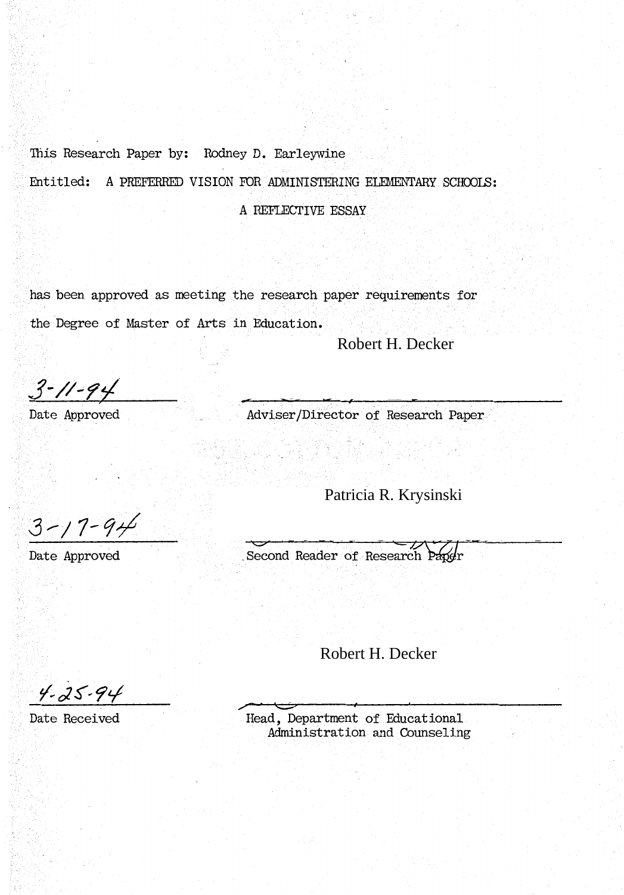This Research Paper by: Rodney D. Earleywine

Entitled: A PREFERRED VISION FOR ADMINISTERING ELEMENTARY SCHOOLS:

A REFLECTIVE ESSAY

has been approved as meeting the research paper requirements for the Degree of Master of Arts in Education.

Robert H. Decker

3-11-94
Date Approved

Adviser/Director of Research Paper

Patricia R. Krysinski

3-17-94
Date Approved

Second Reader of Research Paper

Robert H. Decker

4-25-94
Date Received

Head, Department of Educational Administration and Counseling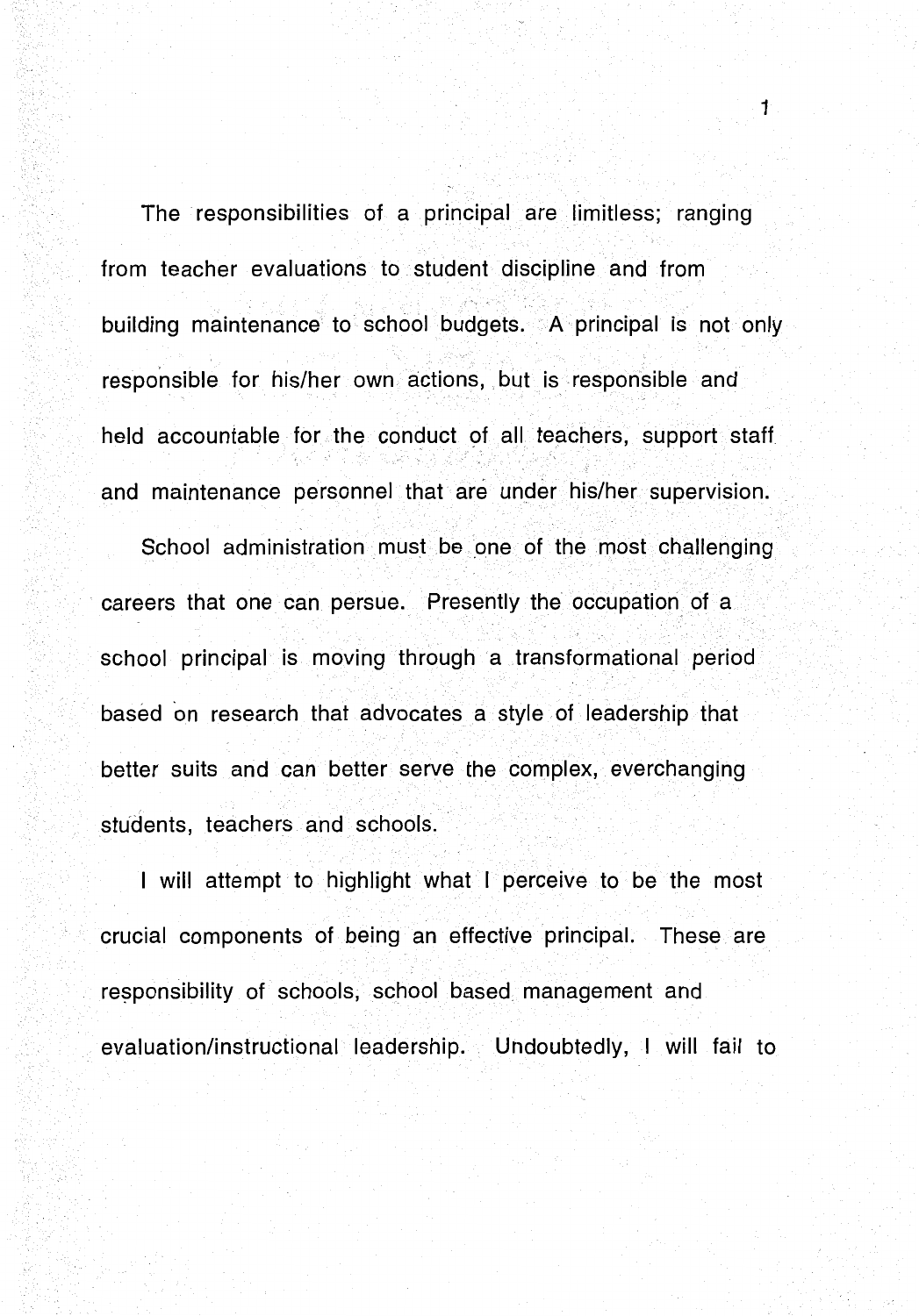The responsibilities of a principal are limitless; ranging from teacher evaluations to student discipline and from building maintenance to school budgets. A principal is not only responsible for his/her own actions, but is responsible and held accountable for the conduct of all teachers, support staff and maintenance personnel that are under his/her supervision.

School administration must be one of the most challenging careers that one can persue. Presently the occupation of a school principal is moving through a transformational period based on research that advocates a style of leadership that better suits and can better serve the complex, everchanging students, teachers and schools.

I will attempt to highlight what I perceive to be the most crucial components of being an effective principal. These are responsibility of schools, school based management and evaluation/instructional leadership. Undoubtedly, I will fail to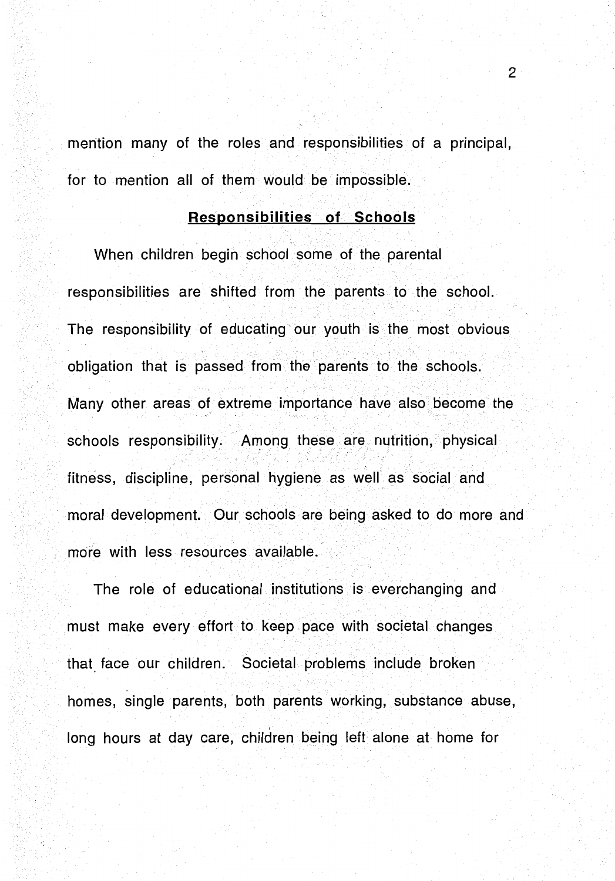mention many of the roles and responsibilities of a principal, for to mention all of them would be impossible.

## Responsibilities of Schools

When children begin school some of the parental responsibilities are shifted from the parents to the school. The responsibility of educating our youth is the most obvious obligation that is passed from the parents to the schools. Many other areas of extreme importance have also become the schools responsibility. Among these are nutrition, physical fitness, discipline, personal hygiene as well as social and moral development. Our schools are being asked to do more and more with less resources available.

The role of educational institutions is everchanging and must make every effort to keep pace with societal changes that face our children. Societal problems include broken homes, single parents, both parents working, substance abuse, long hours at day care, children being left alone at home for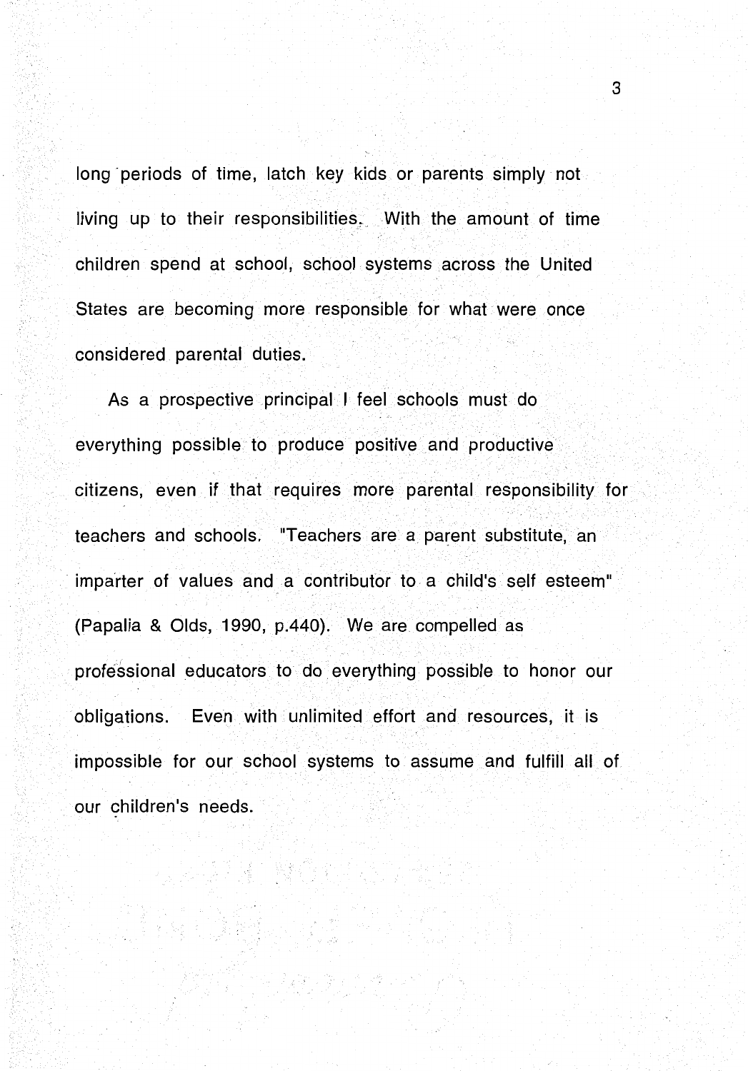long periods of time, latch key kids or parents simply not living up to their responsibilities. With the amount of time children spend at school, school systems across the United States are becoming more responsible for what were once considered parental duties.

As a prospective principal I feel schools must do everything possible to produce positive and productive citizens, even if that requires more parental responsibility for teachers and schools. "Teachers are a parent substitute, an imparter of values and a contributor to a child's self esteem" (Papalia & Olds, 1990, p.440). We are compelled as professional educators to do everything possible to honor our obligations. Even with unlimited effort and resources, it is impossible for our school systems to assume and fulfill all of our children's needs.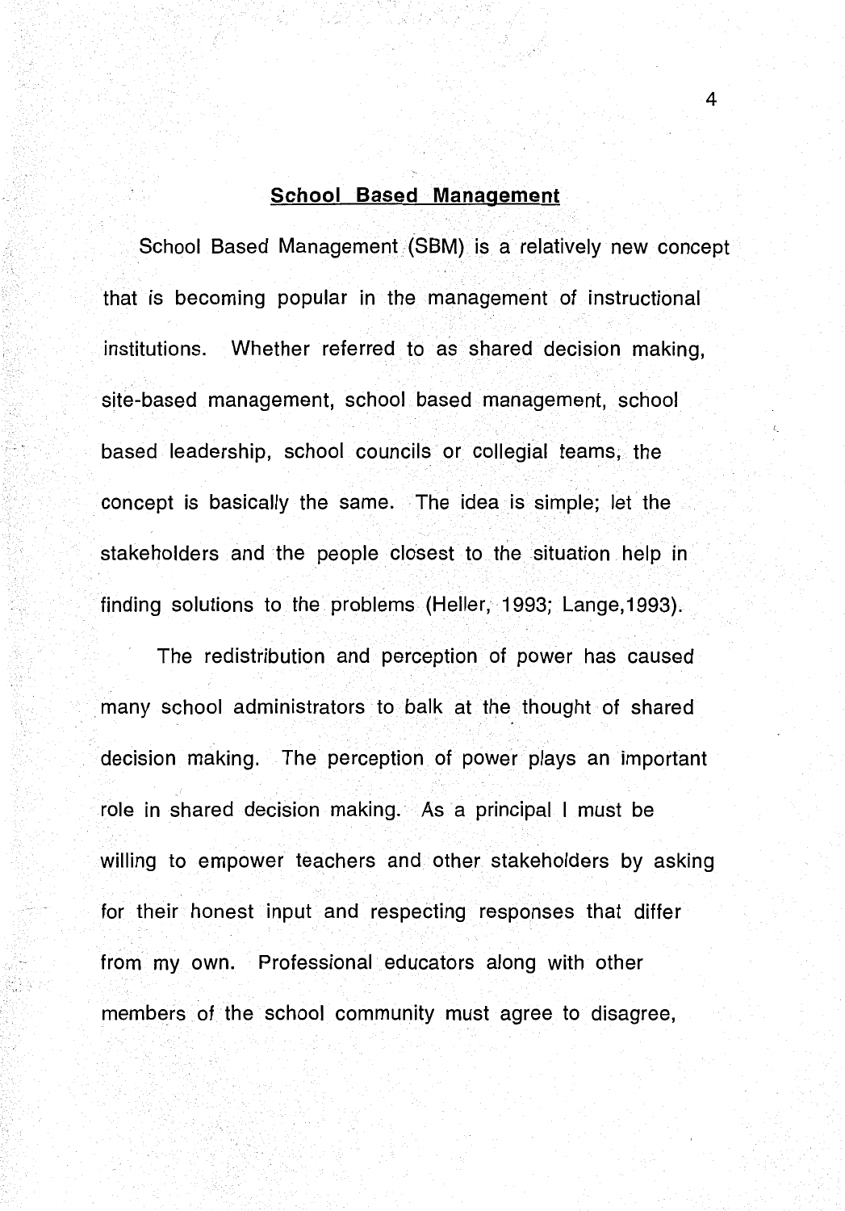## School Based Management

School Based Management (SBM) is a relatively new concept that is becoming popular in the management of instructional institutions. Whether referred to as shared decision making, site-based management, school based management, school based leadership, school councils or collegial teams, the concept is basically the same. The idea is simple; let the stakeholders and the people closest to the situation help in finding solutions to the problems (Heller, 1993; Lange,1993).

The redistribution and perception of power has caused many school administrators to balk at the thought of shared decision making. The perception of power plays an important role in shared decision making. As a principal I must be willing to empower teachers and other stakeholders by asking for their honest input and respecting responses that differ from my own. Professional educators along with other members of the school community must agree to disagree,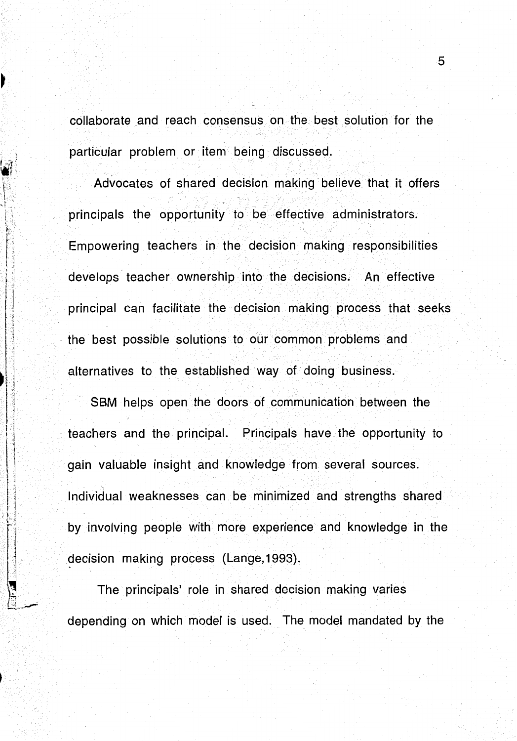collaborate and reach consensus on the best solution for the particular problem or item being discussed.

Advocates of shared decision making believe that it offers principals the opportunity to be effective administrators. Empowering teachers in the decision making responsibilities develops teacher ownership into the decisions. An effective principal can facilitate the decision making process that seeks the best possible solutions to our common problems and alternatives to the established way of doing business.

SBM helps open the doors of communication between the teachers and the principal. Principals have the opportunity to gain valuable insight and knowledge from several sources. Individual weaknesses can be minimized and strengths shared by involving people with more experience and knowledge in the decision making process (Lange,1993).

The principals' role in shared decision making varies depending on which model is used. The model mandated by the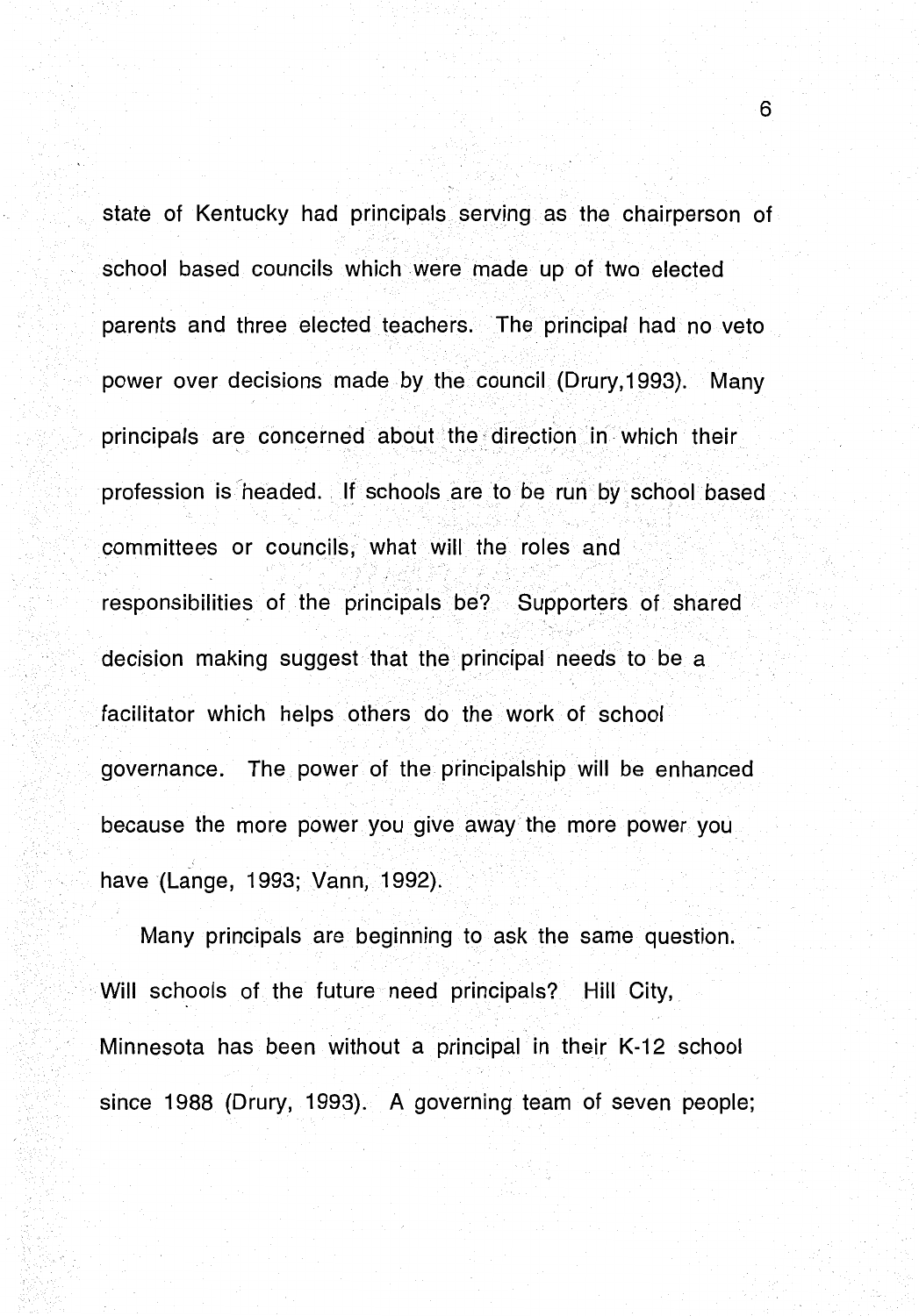state of Kentucky had principals serving as the chairperson of school based councils which were made up of two elected parents and three elected teachers. The principal had no veto power over decisions made by the council (Drury,1993). Many principals are concerned about the direction in which their profession is headed. If schools are to be run by school based committees or councils, what will the roles and responsibilities of the principals be? Supporters of shared decision making suggest that the principal needs to be a facilitator which helps others do the work of school governance. The power of the principalship will be enhanced because the more power you give away the more power you have (Lange, 1993; Vann, 1992).

Many principals are beginning to ask the same question. Will schools of the future need principals? Hill City, Minnesota has been without a principal in their K-12 school since 1988 (Drury, 1993). A governing team of seven people;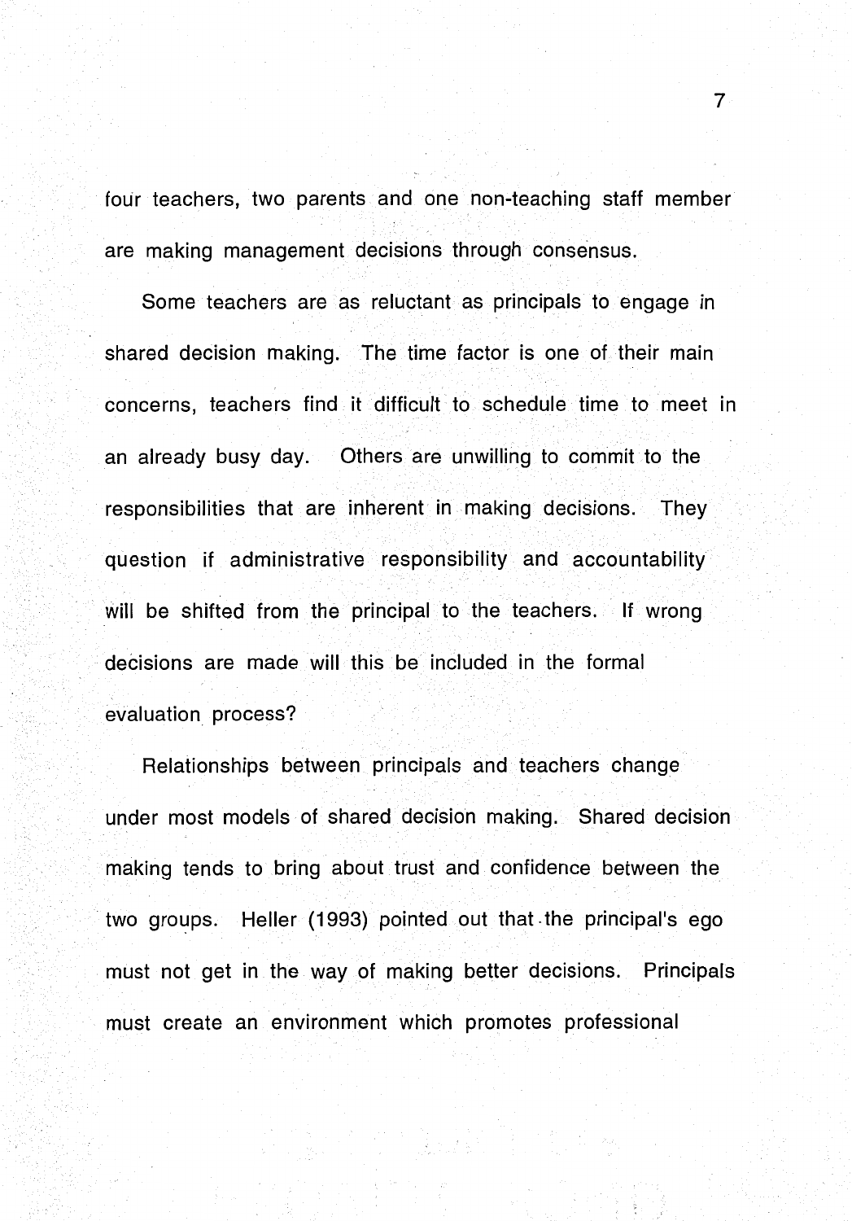four teachers, two parents and one non-teaching staff member are making management decisions through consensus.

Some teachers are as reluctant as principals to engage in shared decision making. The time factor is one of their main concerns, teachers find it difficult to schedule time to meet in an already busy day. Others are unwilling to commit to the responsibilities that are inherent in making decisions. They question if administrative responsibility and accountability will be shifted from the principal to the teachers. If wrong decisions are made will this be included in the formal evaluation process?

Relationships between principals and teachers change under most models of shared decision making. Shared decision making tends to bring about trust and confidence between the two groups. Heller (1993) pointed out that the principal's ego must not get in the way of making better decisions. Principals must create an environment which promotes professional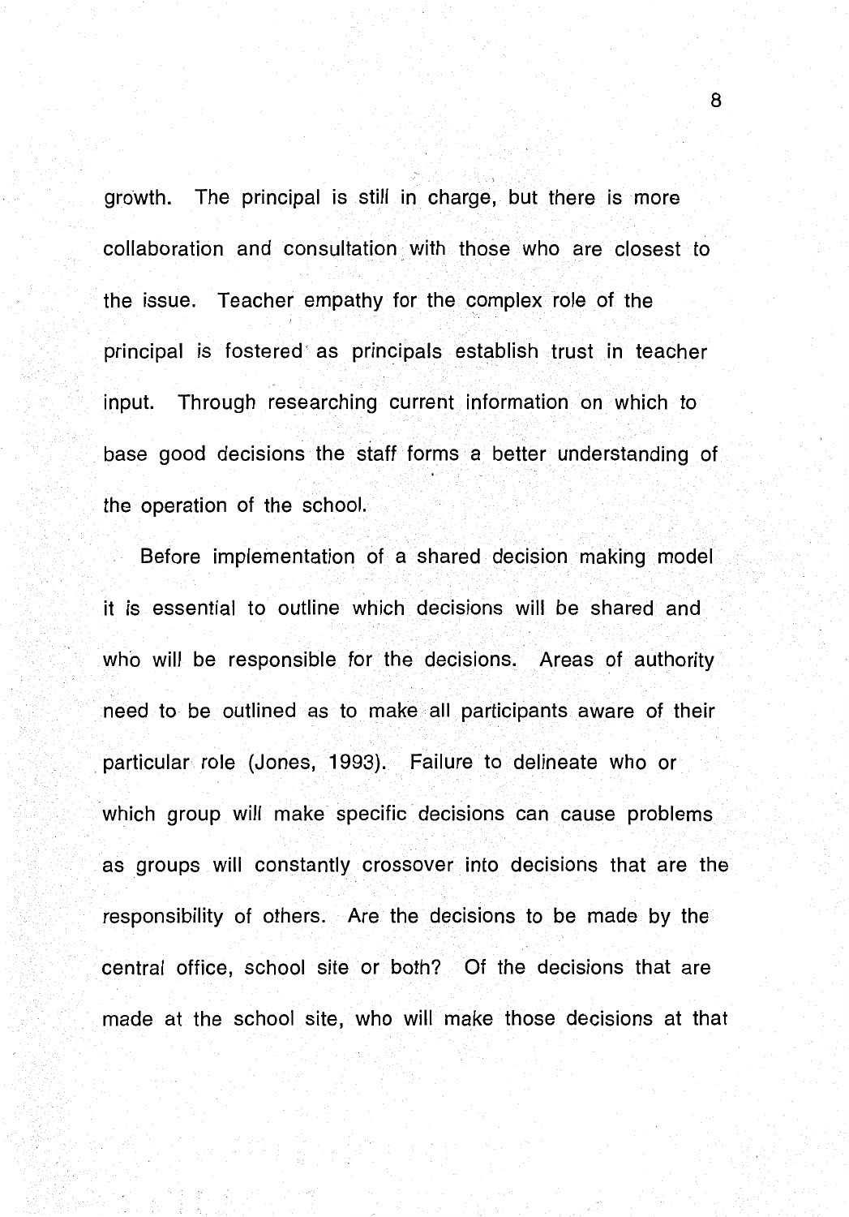growth. The principal is still in charge, but there is more collaboration and consultation with those who are closest to the issue. Teacher empathy for the complex role of the principal is fostered as principals establish trust in teacher input. Through researching current information on which to base good decisions the staff forms a better understanding of the operation of the school.

Before implementation of a shared decision making model it is essential to outline which decisions will be shared and who will be responsible for the decisions. Areas of authority need to be outlined as to make all participants aware of their particular role (Jones, 1993). Failure to delineate who or which group will make specific decisions can cause problems as groups will constantly crossover into decisions that are the responsibility of others. Are the decisions to be made by the central office, school site or both? Of the decisions that are made at the school site, who will make those decisions at that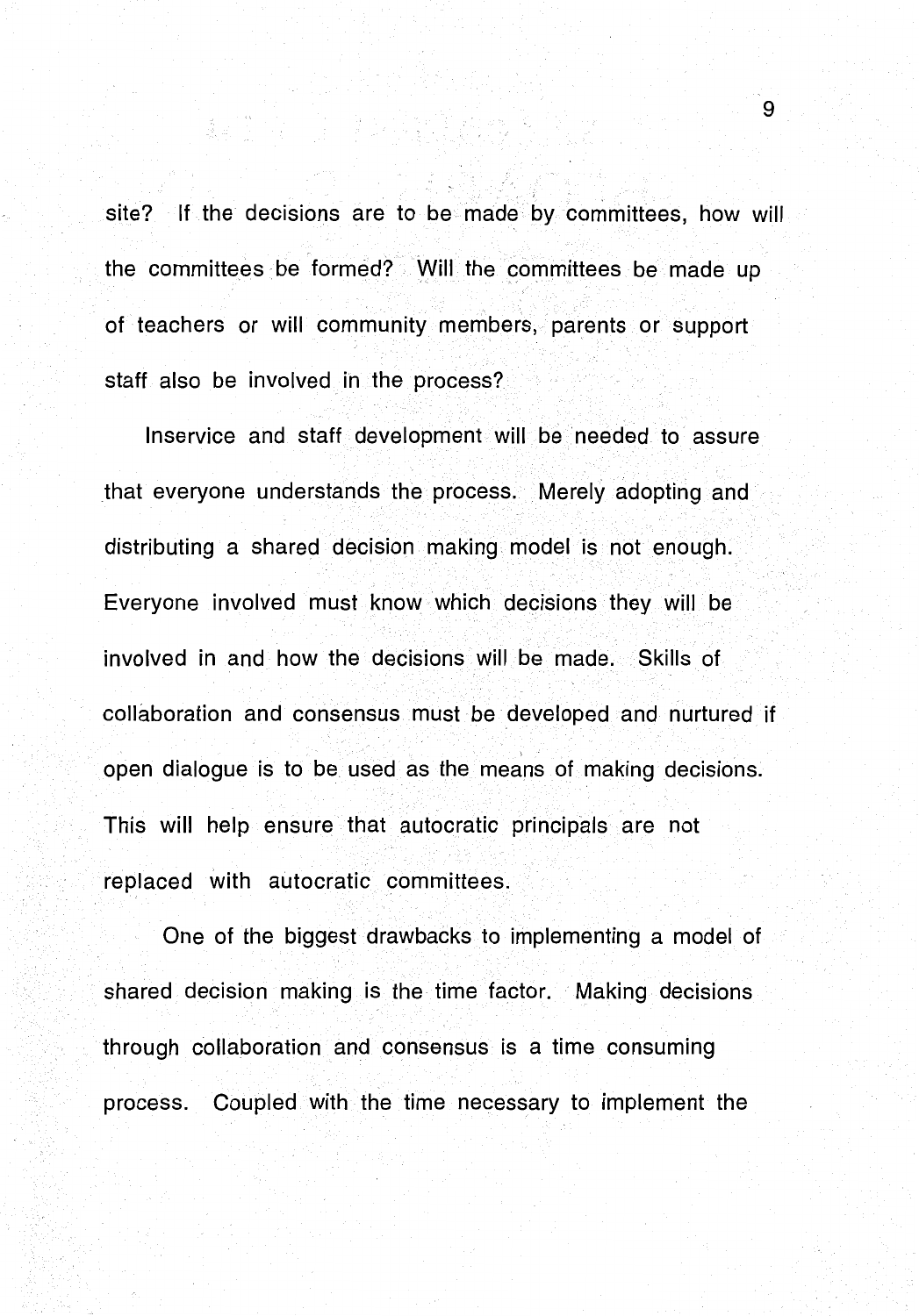site? If the decisions are to be made by committees, how will the committees be formed? Will the committees be made up of teachers or will community members, parents or support staff also be involved in the process?

Inservice and staff development will be needed to assure that everyone understands the process. Merely adopting and distributing a shared decision making model is not enough. Everyone involved must know which decisions they will be involved in and how the decisions will be made. Skills of collaboration and consensus must be developed and nurtured if open dialogue is to be used as the means of making decisions. This will help ensure that autocratic principals are not replaced with autocratic committees.

One of the biggest drawbacks to implementing a model of shared decision making is the time factor. Making decisions through collaboration and consensus is a time consuming process. Coupled with the time necessary to implement the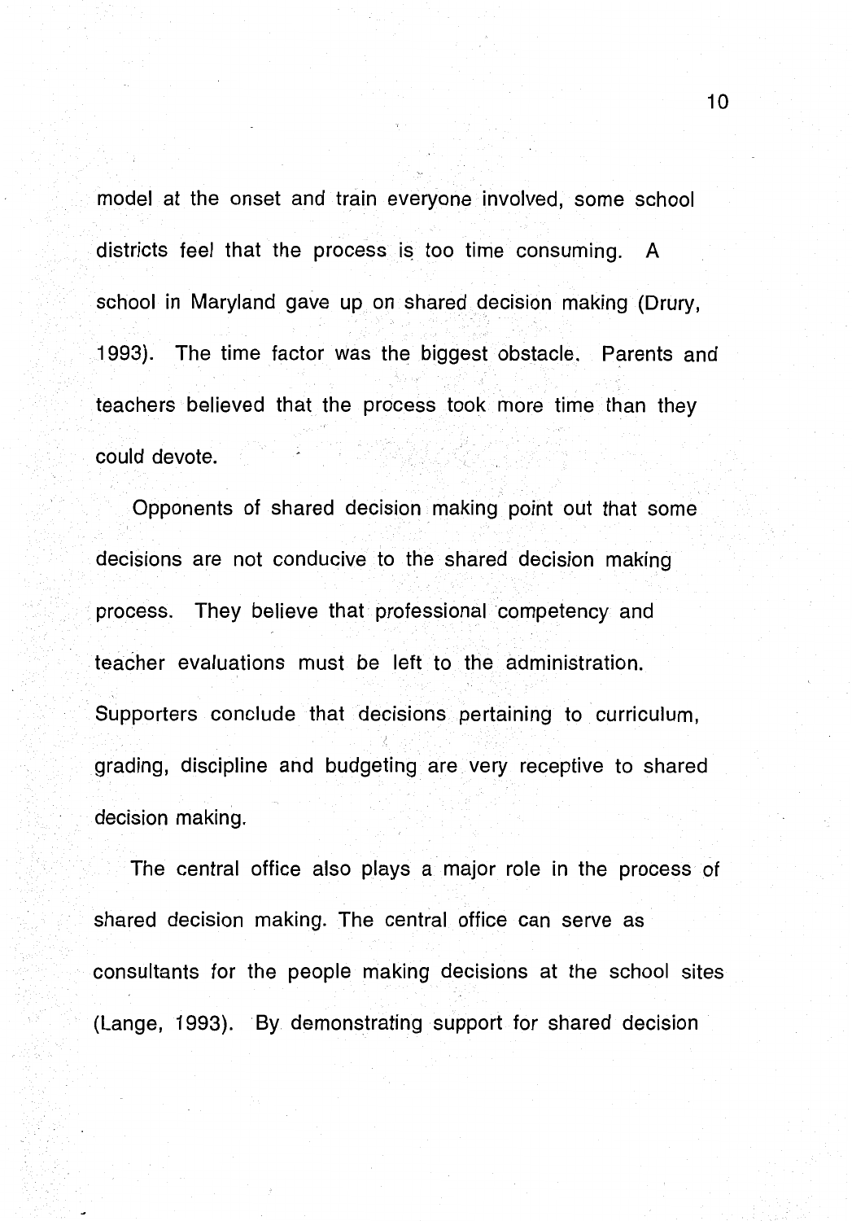model at the onset and train everyone involved, some school districts feel that the process is too time consuming. A school in Maryland gave up on shared decision making (Drury, 1993). The time factor was the biggest obstacle. Parents and teachers believed that the process took more time than they could devote.

Opponents of shared decision making point out that some decisions are not conducive to the shared decision making process. They believe that professional competency and teacher evaluations must be left to the administration. Supporters conclude that decisions pertaining to curriculum, grading, discipline and budgeting are very receptive to shared decision making.

The central office also plays a major role in the process of shared decision making. The central office can serve as consultants for the people making decisions at the school sites (Lange, 1993). By demonstrating support for shared decision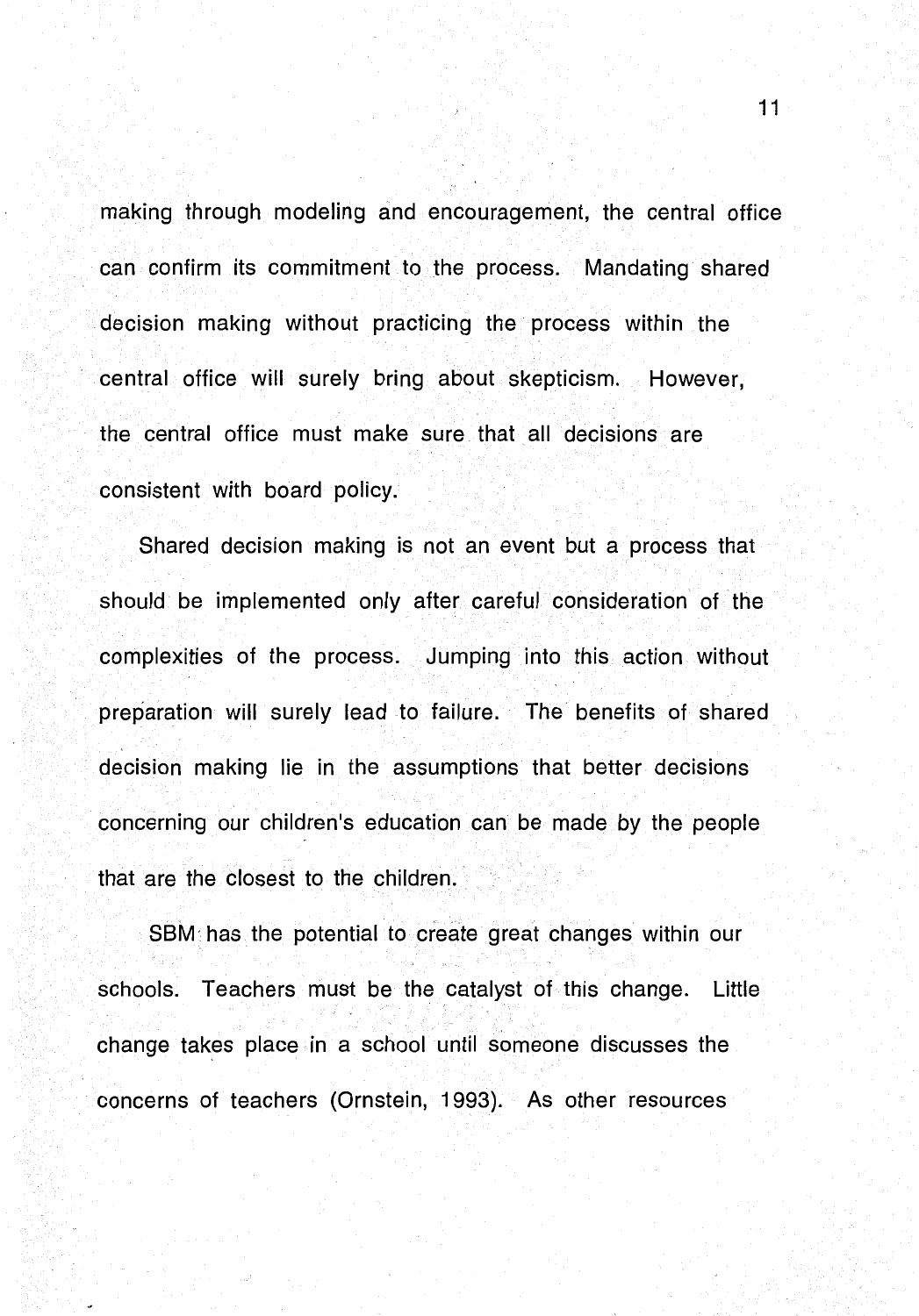making through modeling and encouragement, the central office can confirm its commitment to the process. Mandating shared decision making without practicing the process within the central office will surely bring about skepticism. However, the central office must make sure that all decisions are consistent with board policy.

Shared decision making is not an event but a process that should be implemented only after careful consideration of the complexities of the process. Jumping into this action without preparation will surely lead to failure. The benefits of shared decision making lie in the assumptions that better decisions concerning our children's education can be made by the people that are the closest to the children.

SBM has the potential to create great changes within our schools. Teachers must be the catalyst of this change. Little change takes place in a school until someone discusses the concerns of teachers (Ornstein, 1993). As other resources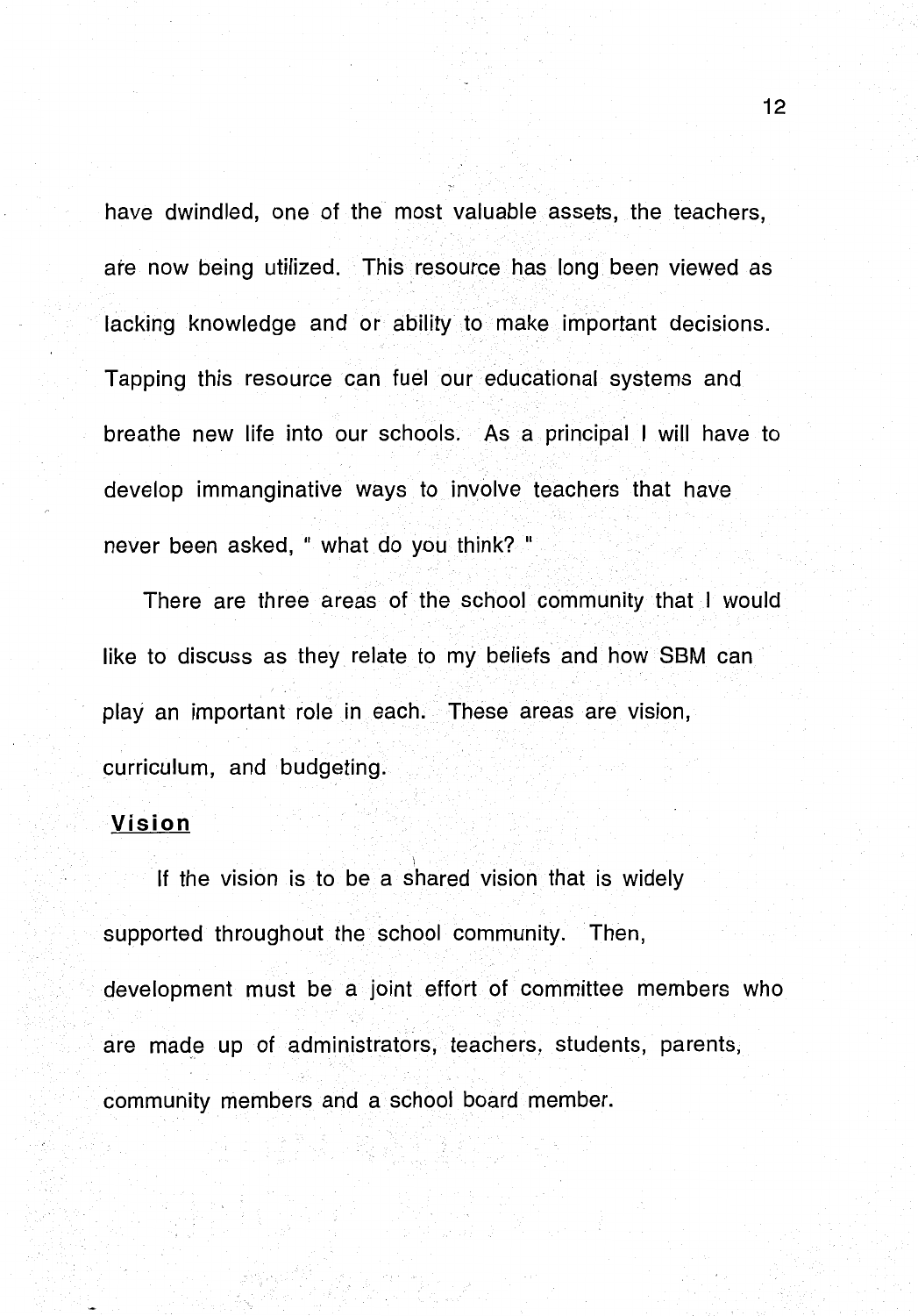have dwindled, one of the most valuable assets, the teachers, are now being utilized. This resource has long been viewed as lacking knowledge and or ability to make important decisions. Tapping this resource can fuel our educational systems and breathe new life into our schools. As a principal I will have to develop immanginative ways to involve teachers that have never been asked, " what do you think? "

There are three areas of the school community that I would like to discuss as they relate to my beliefs and how SBM can play an important role in each. These areas are vision, curriculum, and budgeting.

**Vision**

If the vision is to be a shared vision that is widely supported throughout the school community. Then, development must be a joint effort of committee members who are made up of administrators, teachers, students, parents, community members and a school board member.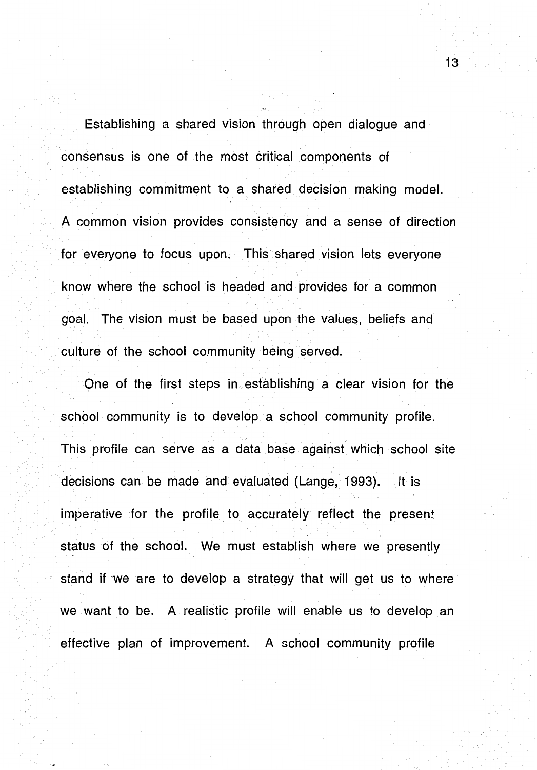Establishing a shared vision through open dialogue and consensus is one of the most critical components of establishing commitment to a shared decision making model. A common vision provides consistency and a sense of direction for everyone to focus upon. This shared vision lets everyone know where the school is headed and provides for a common goal. The vision must be based upon the values, beliefs and culture of the school community being served.

One of the first steps in establishing a clear vision for the school community is to develop a school community profile. This profile can serve as a data base against which school site decisions can be made and evaluated (Lange, 1993). It is imperative for the profile to accurately reflect the present status of the school. We must establish where we presently stand if we are to develop a strategy that will get us to where we want to be. A realistic profile will enable us to develop an effective plan of improvement. A school community profile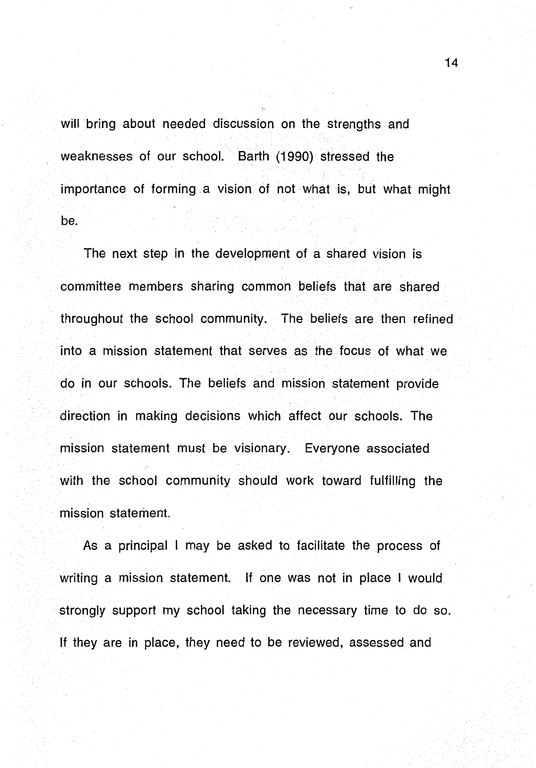will bring about needed discussion on the strengths and weaknesses of our school. Barth (1990) stressed the importance of forming a vision of not what is, but what might be.

The next step in the development of a shared vision is committee members sharing common beliefs that are shared throughout the school community. The beliefs are then refined into a mission statement that serves as the focus of what we do in our schools. The beliefs and mission statement provide direction in making decisions which affect our schools. The mission statement must be visionary. Everyone associated with the school community should work toward fulfilling the mission statement.

As a principal I may be asked to facilitate the process of writing a mission statement. If one was not in place I would strongly support my school taking the necessary time to do so. If they are in place, they need to be reviewed, assessed and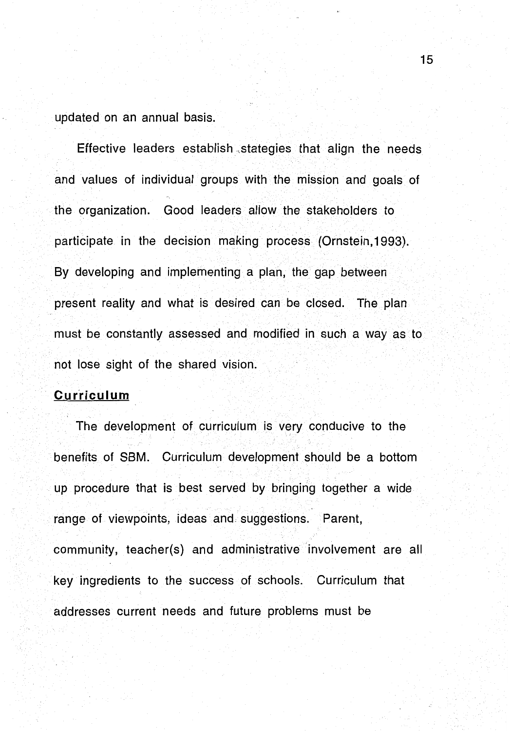updated on an annual basis.

Effective leaders establish stategies that align the needs and values of individual groups with the mission and goals of the organization. Good leaders allow the stakeholders to participate in the decision making process (Ornstein,1993). By developing and implementing a plan, the gap between present reality and what is desired can be closed. The plan must be constantly assessed and modified in such a way as to not lose sight of the shared vision.

**Curriculum**

The development of curriculum is very conducive to the benefits of SBM. Curriculum development should be a bottom up procedure that is best served by bringing together a wide range of viewpoints, ideas and suggestions. Parent, community, teacher(s) and administrative involvement are all key ingredients to the success of schools. Curriculum that addresses current needs and future problems must be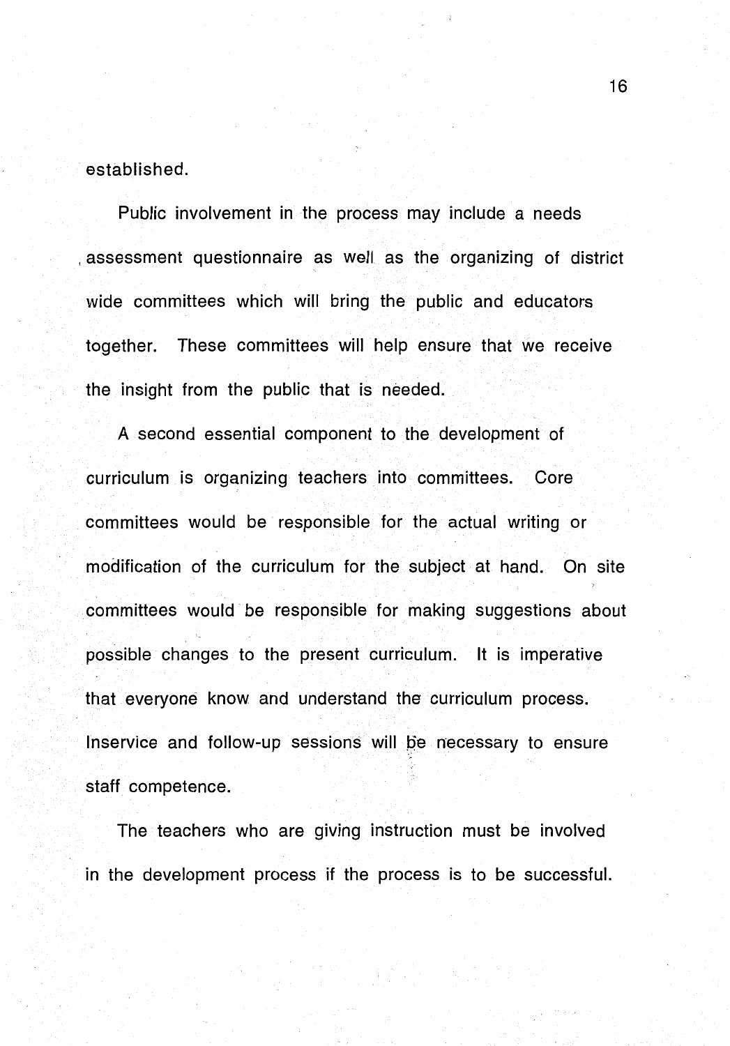established.

Public involvement in the process may include a needs assessment questionnaire as well as the organizing of district wide committees which will bring the public and educators together. These committees will help ensure that we receive the insight from the public that is needed.

A second essential component to the development of curriculum is organizing teachers into committees. Core committees would be responsible for the actual writing or modification of the curriculum for the subject at hand. On site committees would be responsible for making suggestions about possible changes to the present curriculum. It is imperative that everyone know and understand the curriculum process. Inservice and follow-up sessions will be necessary to ensure staff competence.

The teachers who are giving instruction must be involved in the development process if the process is to be successful.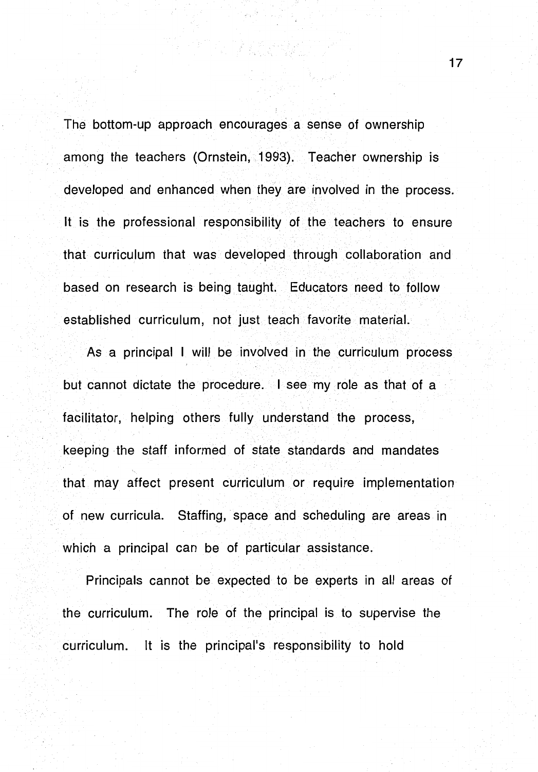The bottom-up approach encourages a sense of ownership among the teachers (Ornstein, 1993). Teacher ownership is developed and enhanced when they are involved in the process. It is the professional responsibility of the teachers to ensure that curriculum that was developed through collaboration and based on research is being taught. Educators need to follow established curriculum, not just teach favorite material.

As a principal I will be involved in the curriculum process but cannot dictate the procedure. I see my role as that of a facilitator, helping others fully understand the process, keeping the staff informed of state standards and mandates that may affect present curriculum or require implementation of new curricula. Staffing, space and scheduling are areas in which a principal can be of particular assistance.

Principals cannot be expected to be experts in all areas of the curriculum. The role of the principal is to supervise the curriculum. It is the principal's responsibility to hold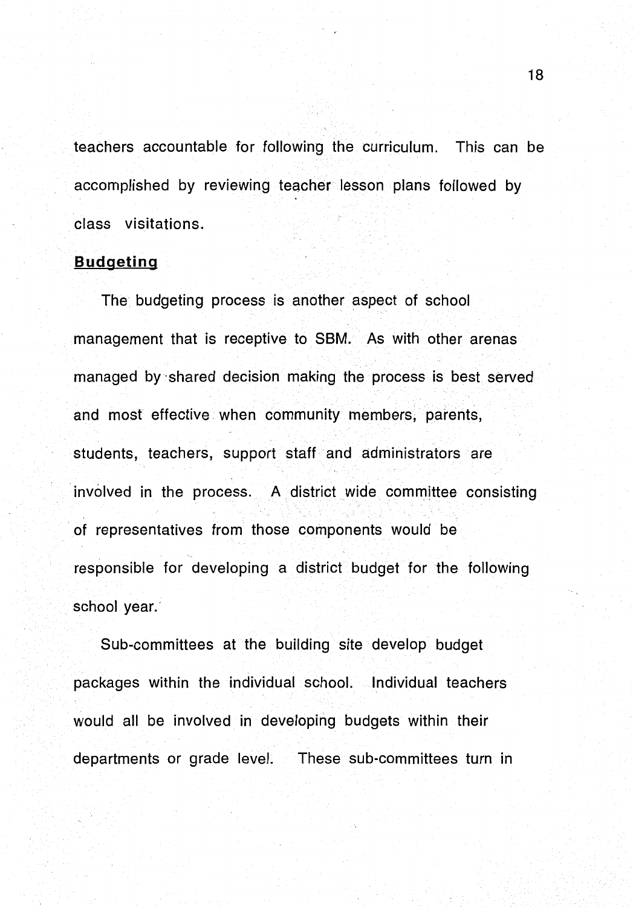teachers accountable for following the curriculum. This can be accomplished by reviewing teacher lesson plans followed by class visitations.

**Budgeting**

The budgeting process is another aspect of school management that is receptive to SBM. As with other arenas managed by shared decision making the process is best served and most effective when community members, parents, students, teachers, support staff and administrators are involved in the process. A district wide committee consisting of representatives from those components would be responsible for developing a district budget for the following school year.

Sub-committees at the building site develop budget packages within the individual school. Individual teachers would all be involved in developing budgets within their departments or grade level. These sub-committees turn in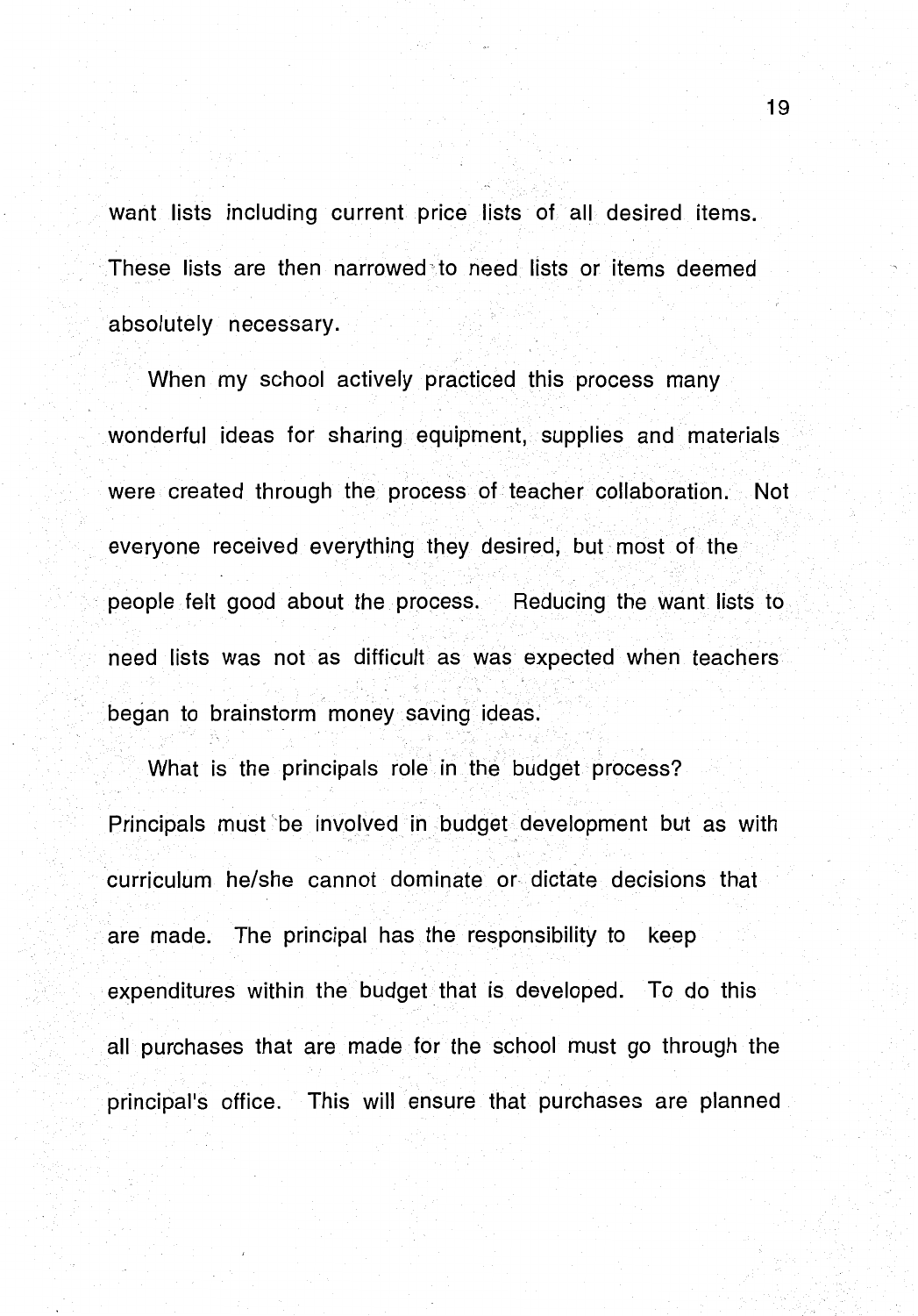want lists including current price lists of all desired items. These lists are then narrowed to need lists or items deemed absolutely necessary.

When my school actively practiced this process many wonderful ideas for sharing equipment, supplies and materials were created through the process of teacher collaboration. Not everyone received everything they desired, but most of the people felt good about the process. Reducing the want lists to need lists was not as difficult as was expected when teachers began to brainstorm money saving ideas.

What is the principals role in the budget process? Principals must be involved in budget development but as with curriculum he/she cannot dominate or dictate decisions that are made. The principal has the responsibility to keep expenditures within the budget that is developed. To do this all purchases that are made for the school must go through the principal's office. This will ensure that purchases are planned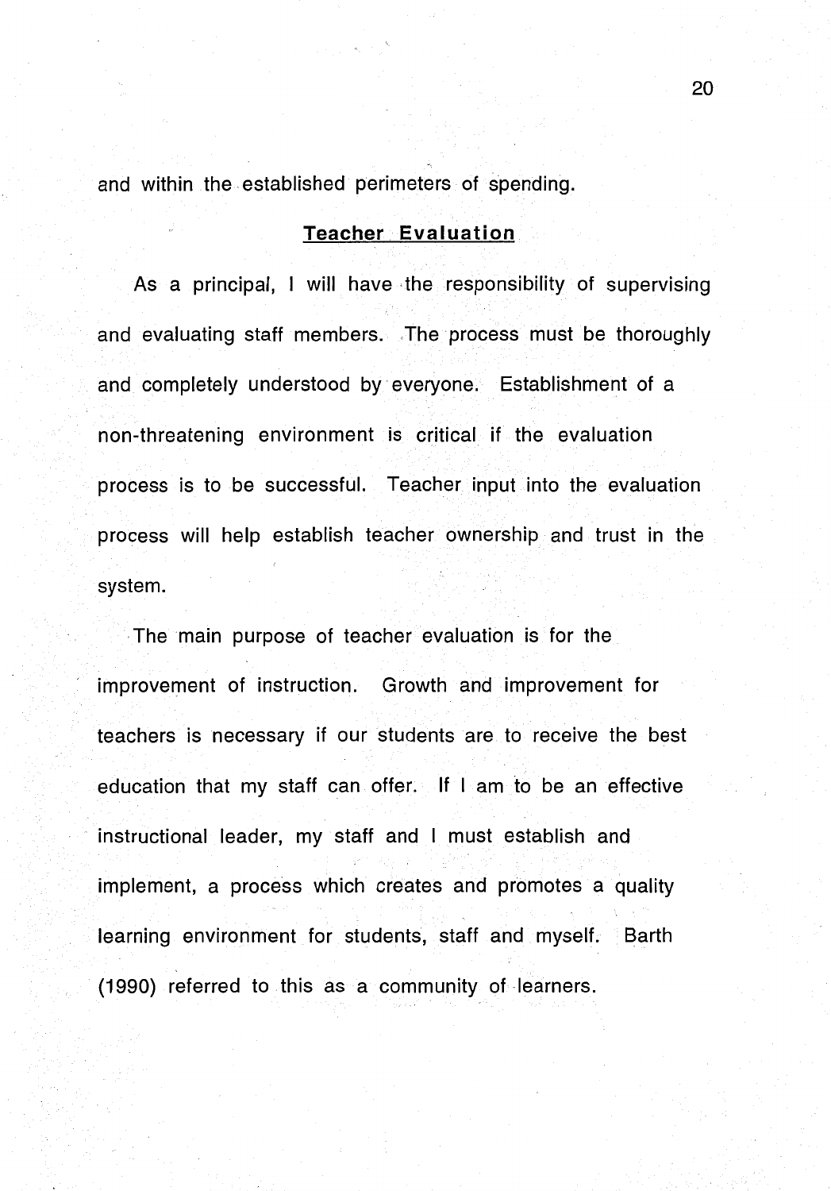and within the established perimeters of spending.

## Teacher Evaluation

As a principal, I will have the responsibility of supervising and evaluating staff members. The process must be thoroughly and completely understood by everyone. Establishment of a non-threatening environment is critical if the evaluation process is to be successful. Teacher input into the evaluation process will help establish teacher ownership and trust in the system.

The main purpose of teacher evaluation is for the improvement of instruction. Growth and improvement for teachers is necessary if our students are to receive the best education that my staff can offer. If I am to be an effective instructional leader, my staff and I must establish and implement, a process which creates and promotes a quality learning environment for students, staff and myself. Barth (1990) referred to this as a community of learners.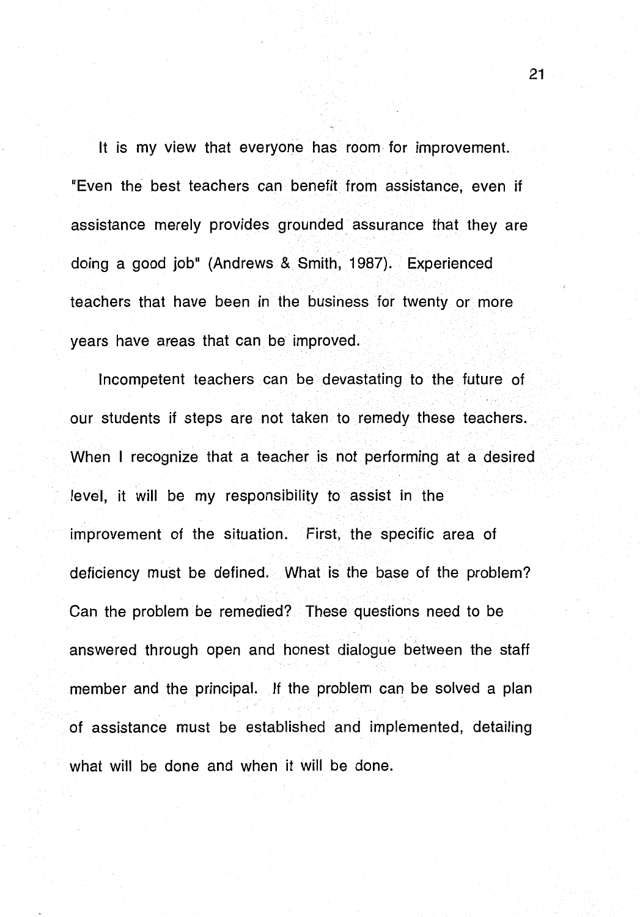It is my view that everyone has room for improvement. "Even the best teachers can benefit from assistance, even if assistance merely provides grounded assurance that they are doing a good job" (Andrews & Smith, 1987). Experienced teachers that have been in the business for twenty or more years have areas that can be improved.

Incompetent teachers can be devastating to the future of our students if steps are not taken to remedy these teachers. When I recognize that a teacher is not performing at a desired level, it will be my responsibility to assist in the improvement of the situation. First, the specific area of deficiency must be defined. What is the base of the problem? Can the problem be remedied? These questions need to be answered through open and honest dialogue between the staff member and the principal. If the problem can be solved a plan of assistance must be established and implemented, detailing what will be done and when it will be done.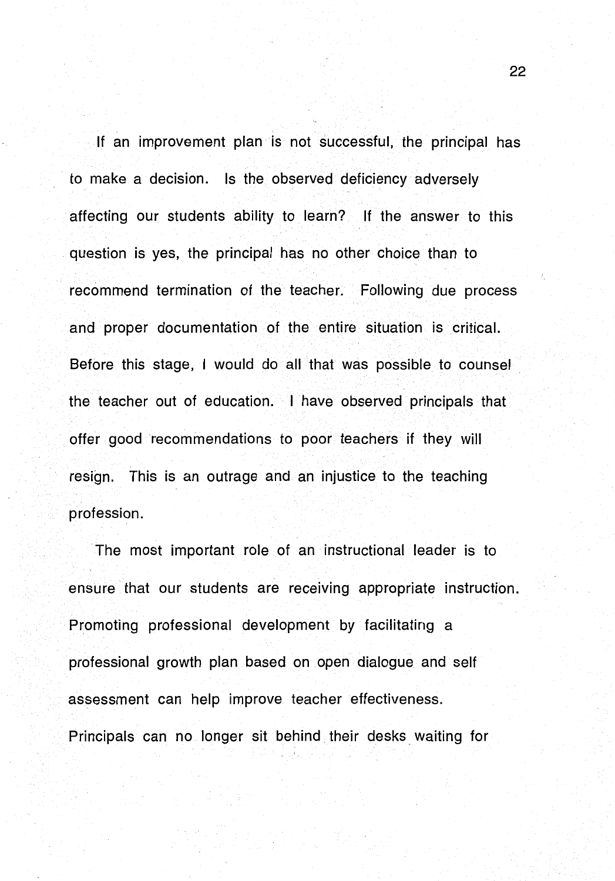If an improvement plan is not successful, the principal has to make a decision. Is the observed deficiency adversely affecting our students ability to learn? If the answer to this question is yes, the principal has no other choice than to recommend termination of the teacher. Following due process and proper documentation of the entire situation is critical. Before this stage, I would do all that was possible to counsel the teacher out of education. I have observed principals that offer good recommendations to poor teachers if they will resign. This is an outrage and an injustice to the teaching profession.

The most important role of an instructional leader is to ensure that our students are receiving appropriate instruction. Promoting professional development by facilitating a professional growth plan based on open dialogue and self assessment can help improve teacher effectiveness. Principals can no longer sit behind their desks waiting for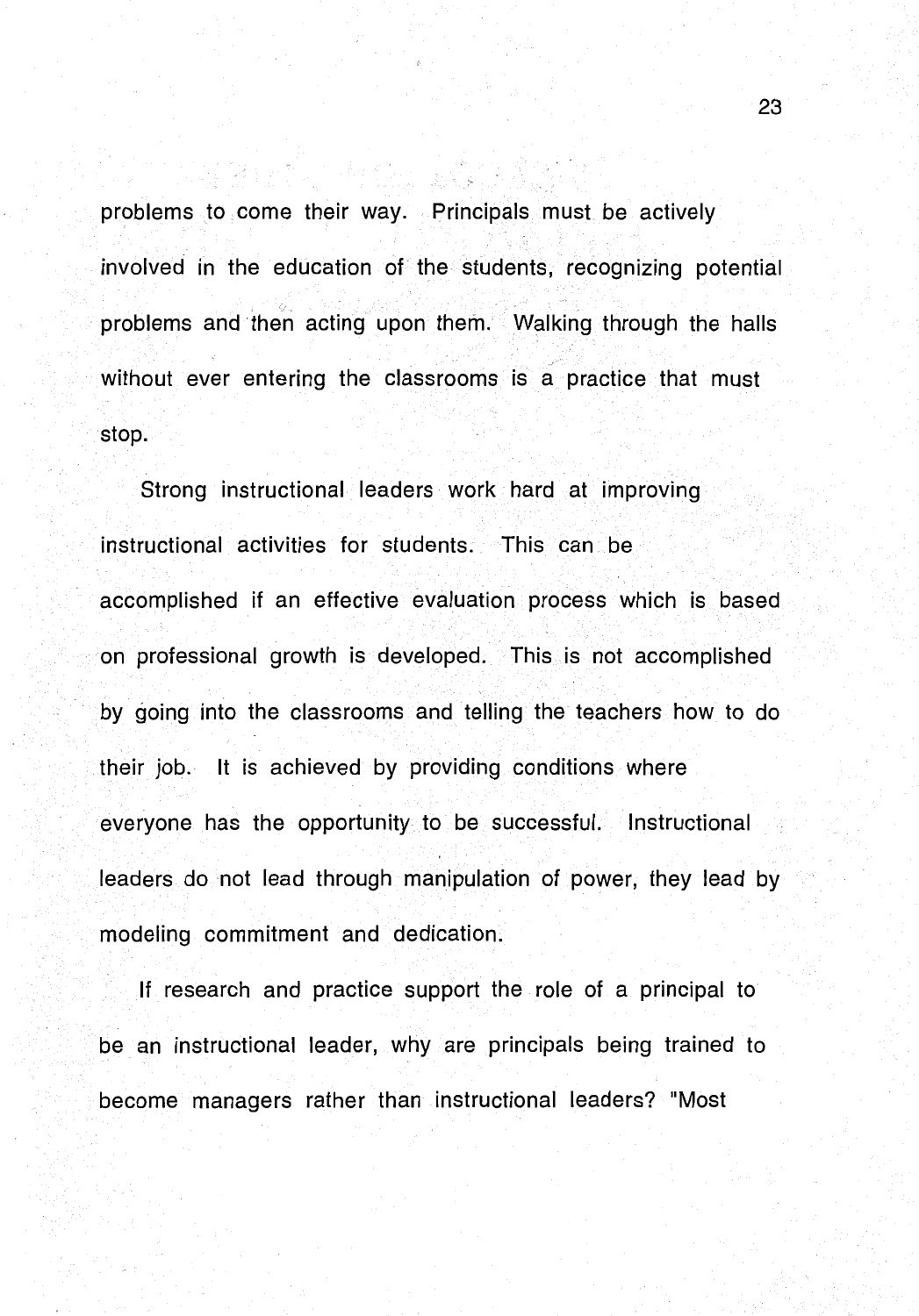problems to come their way. Principals must be actively involved in the education of the students, recognizing potential problems and then acting upon them. Walking through the halls without ever entering the classrooms is a practice that must stop.

Strong instructional leaders work hard at improving instructional activities for students. This can be accomplished if an effective evaluation process which is based on professional growth is developed. This is not accomplished by going into the classrooms and telling the teachers how to do their job. It is achieved by providing conditions where everyone has the opportunity to be successful. Instructional leaders do not lead through manipulation of power, they lead by modeling commitment and dedication.

If research and practice support the role of a principal to be an instructional leader, why are principals being trained to become managers rather than instructional leaders? "Most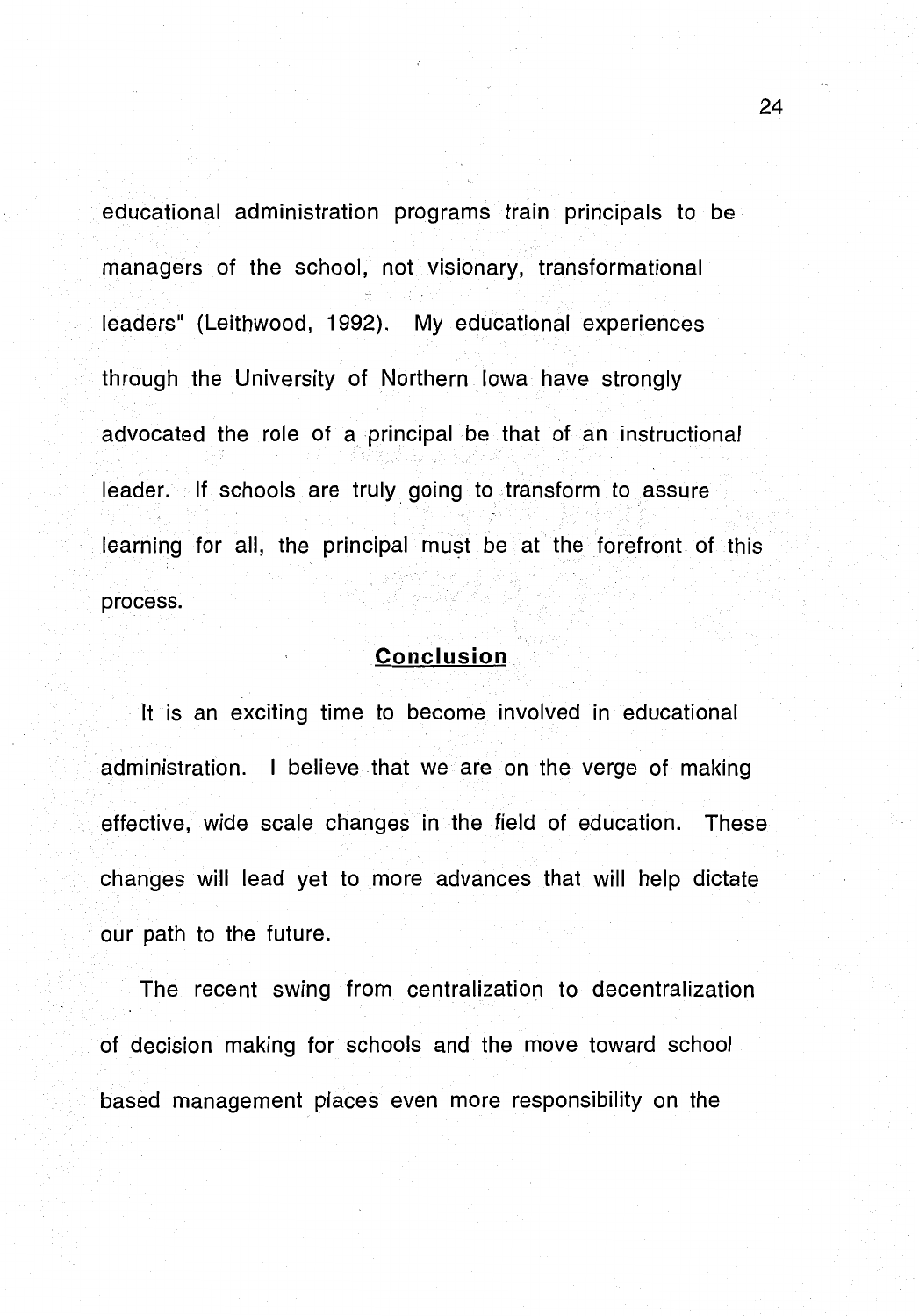educational administration programs train principals to be managers of the school, not visionary, transformational leaders" (Leithwood, 1992). My educational experiences through the University of Northern Iowa have strongly advocated the role of a principal be that of an instructional leader. If schools are truly going to transform to assure learning for all, the principal must be at the forefront of this process.

## Conclusion

It is an exciting time to become involved in educational administration. I believe that we are on the verge of making effective, wide scale changes in the field of education. These changes will lead yet to more advances that will help dictate our path to the future.

The recent swing from centralization to decentralization of decision making for schools and the move toward school based management places even more responsibility on the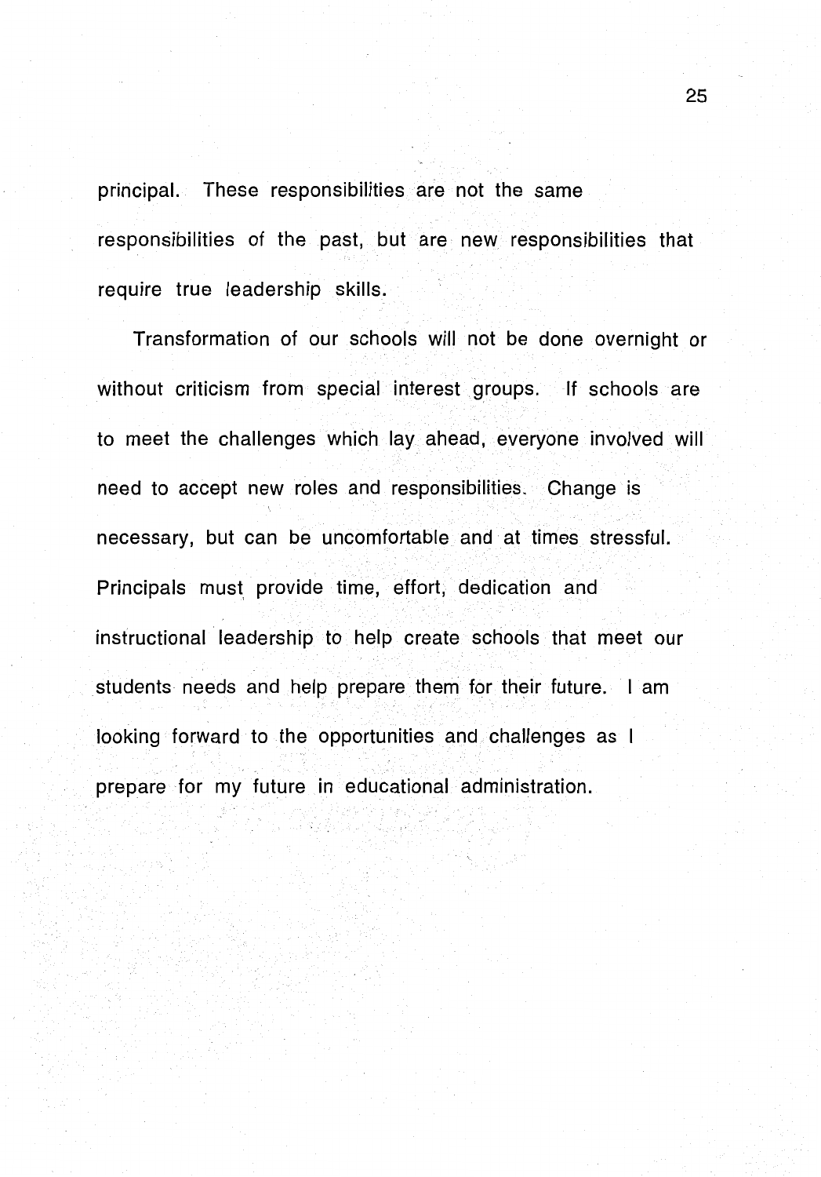principal. These responsibilities are not the same responsibilities of the past, but are new responsibilities that require true leadership skills.

Transformation of our schools will not be done overnight or without criticism from special interest groups. If schools are to meet the challenges which lay ahead, everyone involved will need to accept new roles and responsibilities. Change is necessary, but can be uncomfortable and at times stressful. Principals must provide time, effort, dedication and instructional leadership to help create schools that meet our students needs and help prepare them for their future. I am looking forward to the opportunities and challenges as I prepare for my future in educational administration.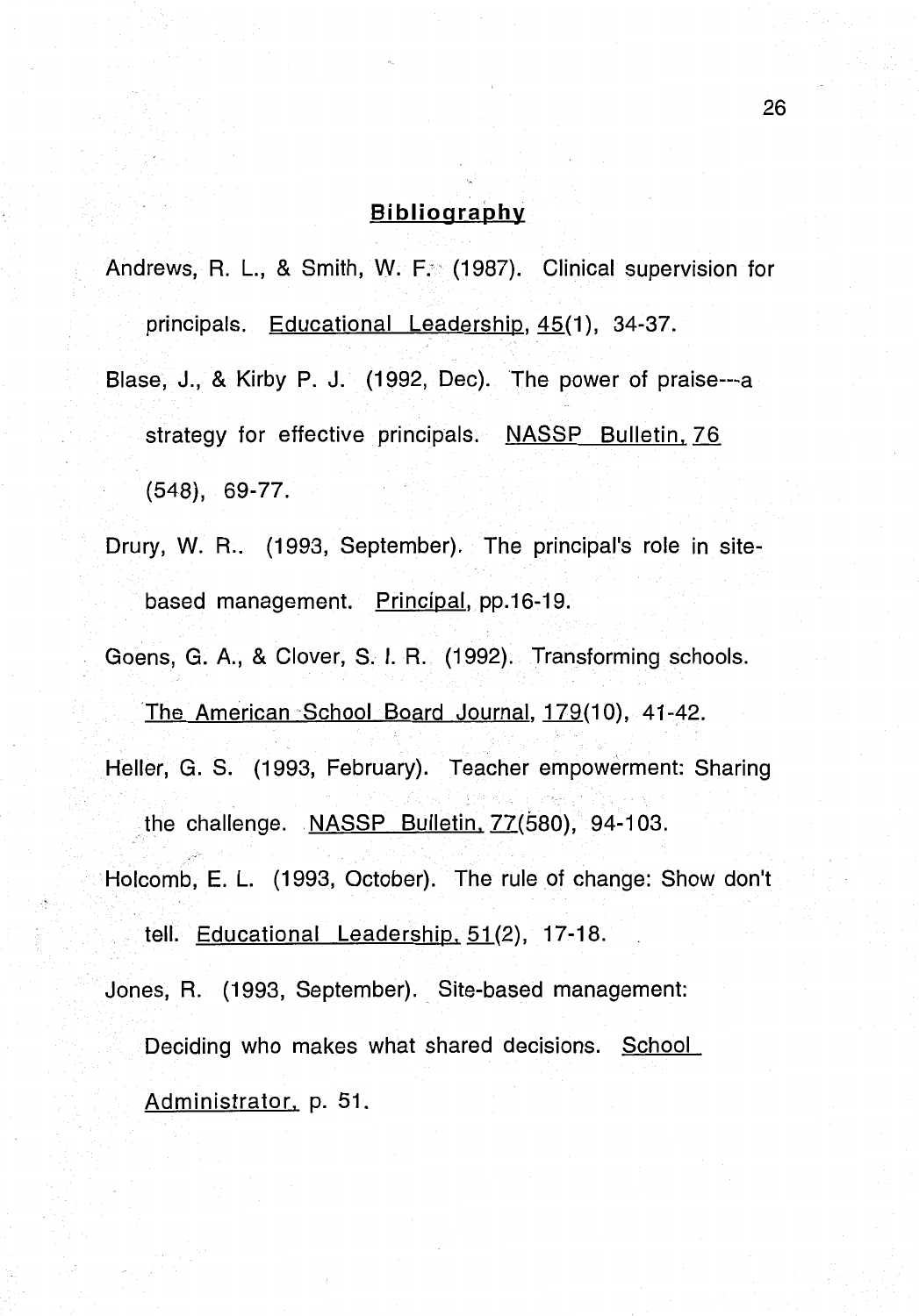## Bibliography

Andrews, R. L., & Smith, W. F. (1987). Clinical supervision for principals. Educational Leadership, 45(1), 34-37.

Blase, J., & Kirby P. J. (1992, Dec). The power of praise---a strategy for effective principals. NASSP Bulletin, 76 (548), 69-77.

Drury, W. R.. (1993, September). The principal's role in site-based management. Principal, pp.16-19.

Goens, G. A., & Clover, S. I. R. (1992). Transforming schools. The American School Board Journal, 179(10), 41-42.

Heller, G. S. (1993, February). Teacher empowerment: Sharing the challenge. NASSP Bulletin, 77(580), 94-103.

Holcomb, E. L. (1993, October). The rule of change: Show don't tell. Educational Leadership, 51(2), 17-18.

Jones, R. (1993, September). Site-based management: Deciding who makes what shared decisions. School Administrator, p. 51.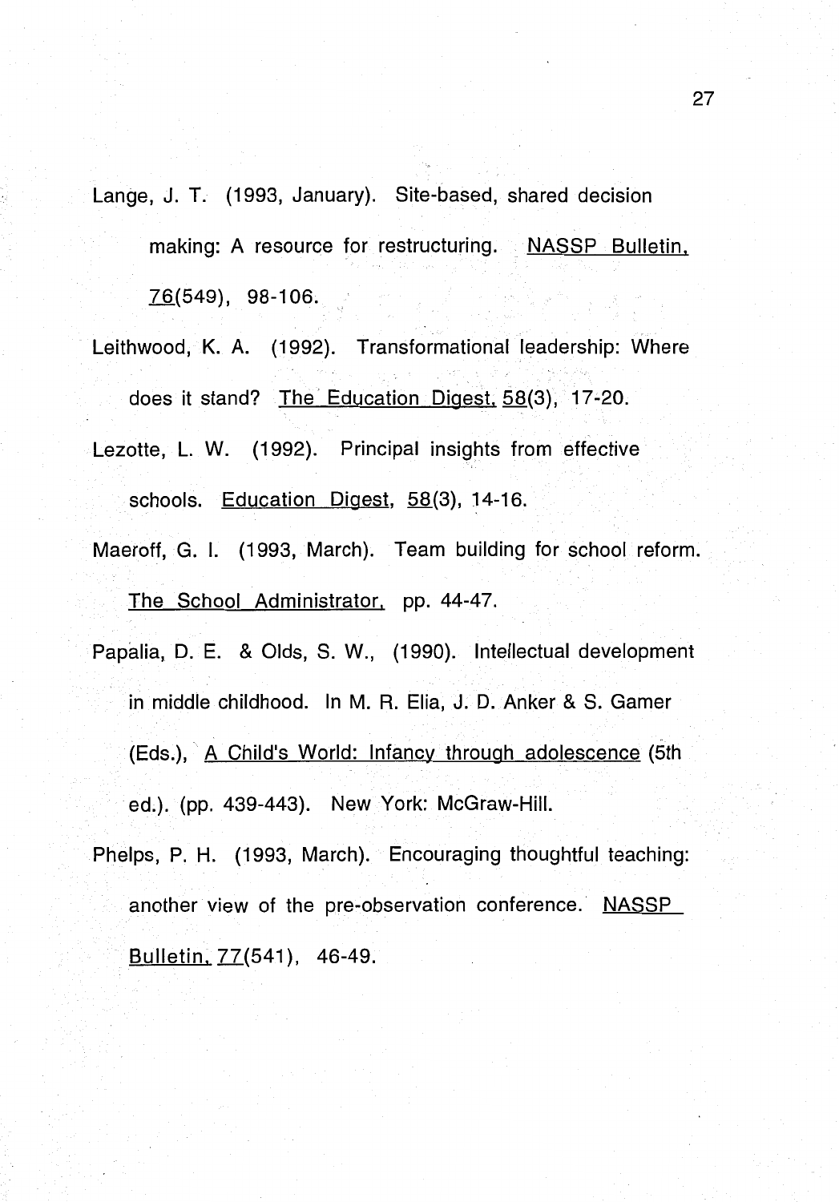Lange, J. T. (1993, January). Site-based, shared decision making: A resource for restructuring. NASSP Bulletin, 76(549), 98-106.

Leithwood, K. A. (1992). Transformational leadership: Where does it stand? The Education Digest, 58(3), 17-20.

Lezotte, L. W. (1992). Principal insights from effective schools. Education Digest, 58(3), 14-16.

Maeroff, G. I. (1993, March). Team building for school reform. The School Administrator, pp. 44-47.

Papalia, D. E. & Olds, S. W., (1990). Intellectual development in middle childhood. In M. R. Elia, J. D. Anker & S. Gamer (Eds.), A Child's World: Infancy through adolescence (5th ed.). (pp. 439-443). New York: McGraw-Hill.

Phelps, P. H. (1993, March). Encouraging thoughtful teaching: another view of the pre-observation conference. NASSP Bulletin, 77(541), 46-49.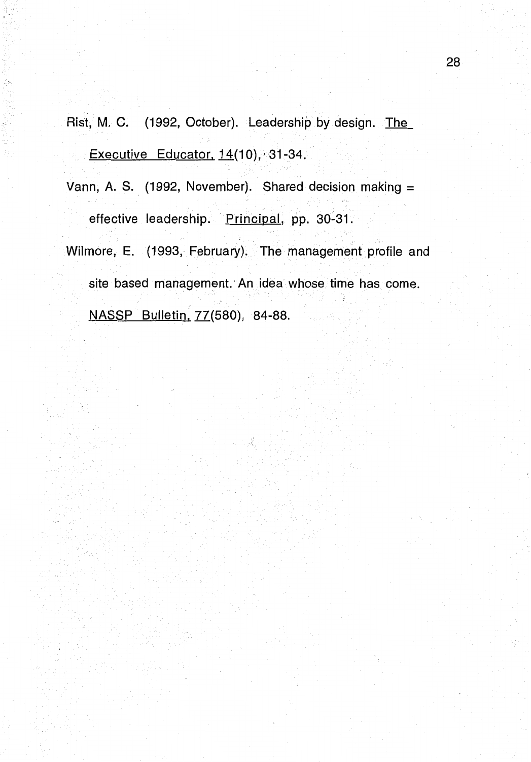Rist, M. C. (1992, October). Leadership by design. The Executive Educator, 14(10), 31-34.

Vann, A. S. (1992, November). Shared decision making = effective leadership. Principal, pp. 30-31.

Wilmore, E. (1993, February). The management profile and site based management. An idea whose time has come. NASSP Bulletin, 77(580), 84-88.